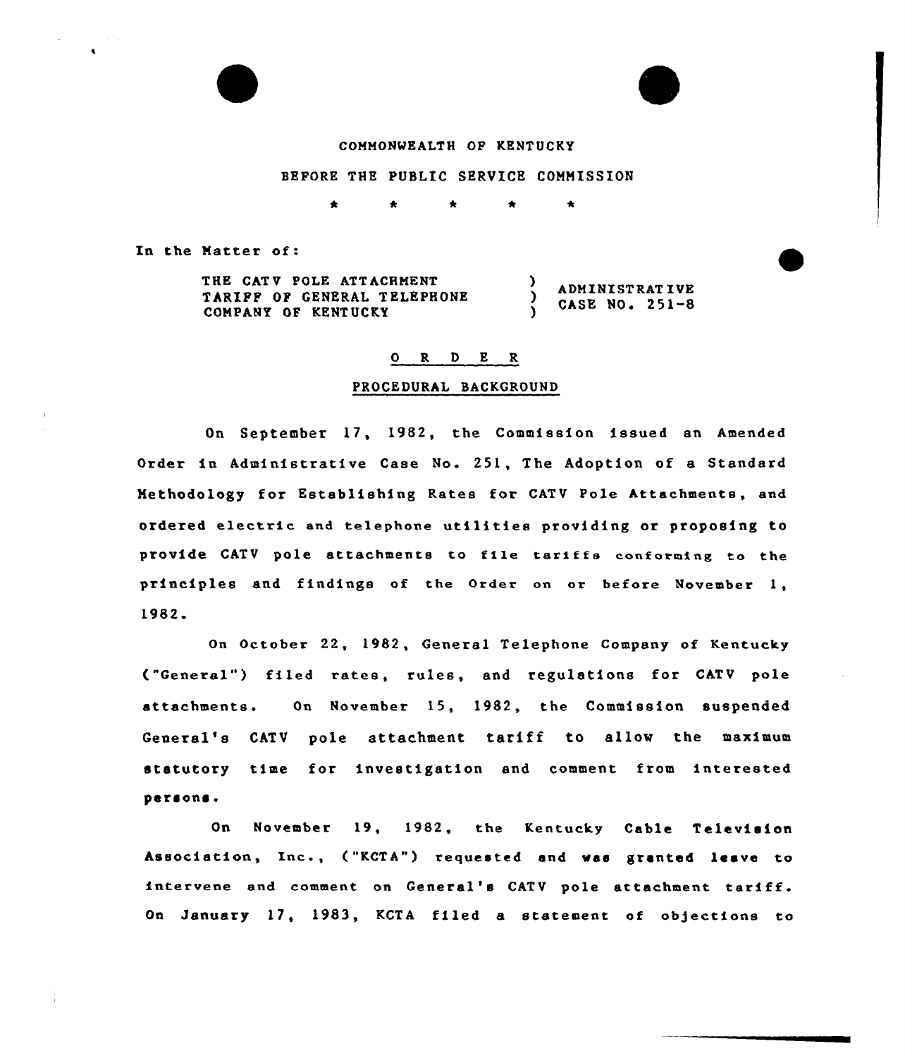COMMONWEALTH OF KENTUCKY

BEFORE THE PUBLIC SERVICE COMMISSION

\* \* \* \* \*

In the Matter of:

| | |
|---|---|
| THE CATV POLE ATTACHMENT TARIFF OF GENERAL TELEPHONE COMPANY OF KENTUCKY | ) ADMINISTRATIVE ) CASE NO. 251-8 ) |

## O R D E R

### PROCEDURAL BACKGROUND

On September 17, 1982, the Commission issued an Amended Order in Administrative Case No. 251, The Adoption of a Standard Methodology for Establishing Rates for CATV Pole Attachments, and ordered electric and telephone utilities providing or proposing to provide CATV pole attachments to file tariffs conforming to the principles and findings of the Order on or before November 1, 1982.

On October 22, 1982, General Telephone Company of Kentucky ("General") filed rates, rules, and regulations for CATV pole attachments. On November 15, 1982, the Commission suspended General's CATV pole attachment tariff to allow the maximum statutory time for investigation and comment from interested persons.

On November 19, 1982, the Kentucky Cable Television Association, Inc., ("KCTA") requested and was granted leave to intervene and comment on General's CATV pole attachment tariff. On January 17, 1983, KCTA filed a statement of objections to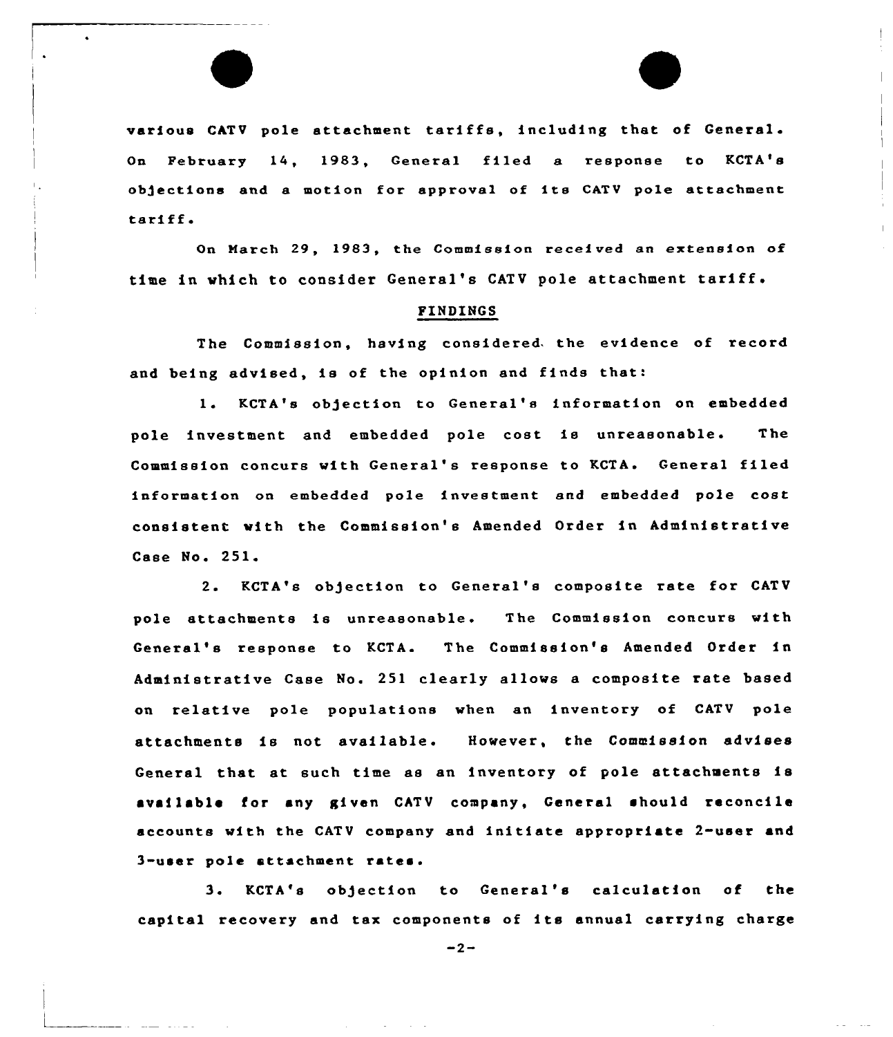various CATV pole attachment tariffs, including that of General. On February 14, 1983, General filed a response to KCTA's objections and a motion for approval of its CATV pole attachment tariff.

On March 29, 1983, the Commission received an extension of time in which to consider General's CATV pole attachment tariff.

## FINDINGS

The Commission, having considered the evidence of record and being advised, is of the opinion and finds that:

1. KCTA's objection to General's information on embedded pole investment and embedded pole cost is unreasonable. The Commission concurs with General's response to KCTA. General filed information on embedded pole investment and embedded pole cost consistent with the Commission's Amended Order in Administrative Case No. 251.

2. KCTA's objection to General's composite rate for CATV pole attachments is unreasonable. The Commission concurs with General's response to KCTA. The Commission's Amended Order in Administrative Case No. 251 clearly allows a composite rate based on relative pole populations when an inventory of CATV pole attachments is not available. However, the Commission advises General that at such time as an inventory of pole attachments is available for any given CATV company, General should reconcile accounts with the CATV company and initiate appropriate 2-user and 3-user pole attachment rates.

3. KCTA's objection to General's calculation of the capital recovery and tax components of its annual carrying charge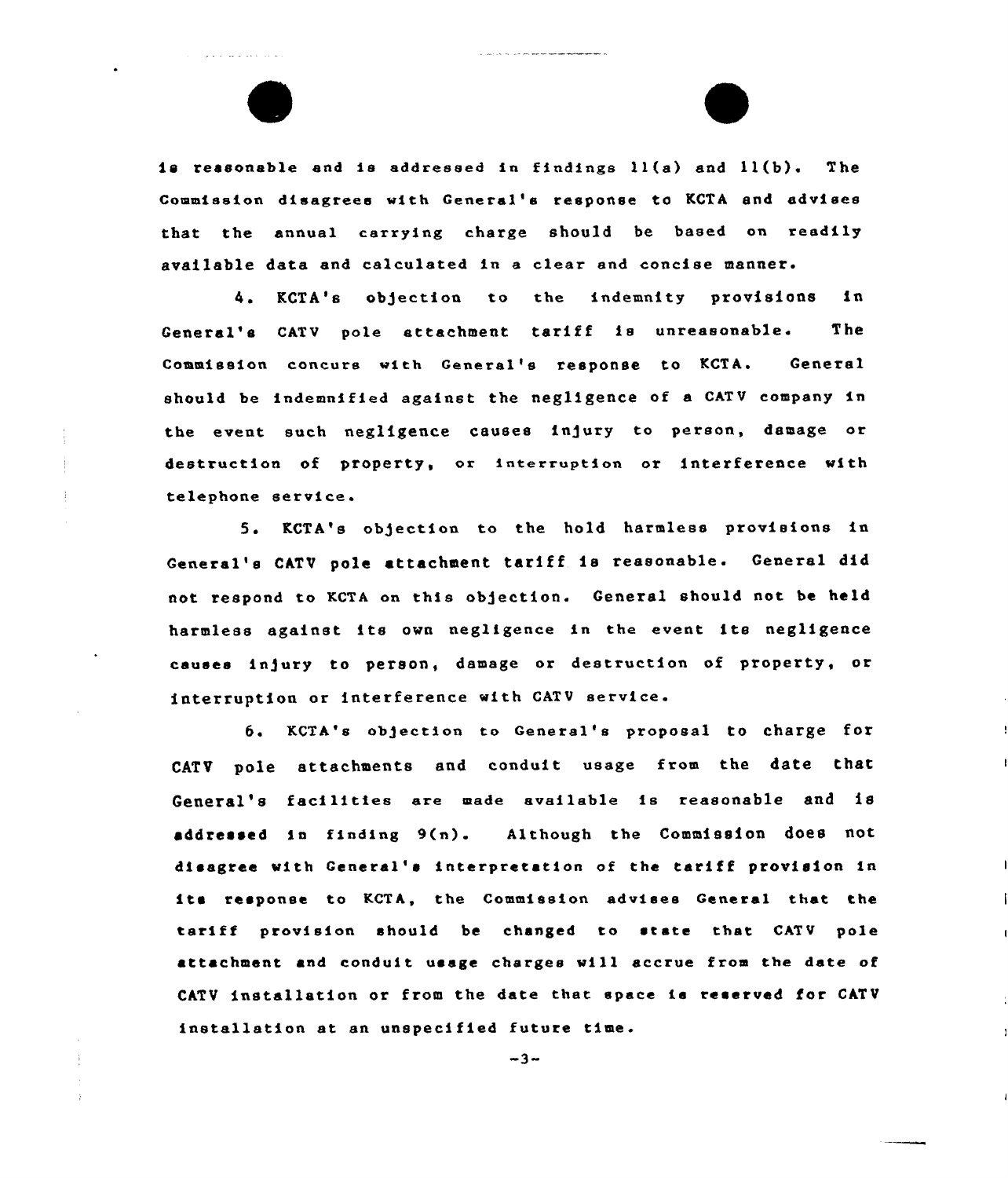is reasonable and is addressed in findings 11(a) and 11(b). The Commission disagrees with General's response to KCTA and advises that the annual carrying charge should be based on readily available data and calculated in a clear and concise manner.

4. KCTA's objection to the indemnity provisions in General's CATV pole attachment tariff is unreasonable. The Commission concurs with General's response to KCTA. General should be indemnified against the negligence of a CATV company in the event such negligence causes injury to person, damage or destruction of property, or interruption or interference with telephone service.

5. KCTA's objection to the hold harmless provisions in General's CATV pole attachment tariff is reasonable. General did not respond to KCTA on this objection. General should not be held harmless against its own negligence in the event its negligence causes injury to person, damage or destruction of property, or interruption or interference with CATV service.

6. KCTA's objection to General's proposal to charge for CATV pole attachments and conduit usage from the date that General's facilities are made available is reasonable and is addressed in finding 9(n). Although the Commission does not disagree with General's interpretation of the tariff provision in its response to KCTA, the Commission advises General that the tariff provision should be changed to state that CATV pole attachment and conduit usage charges will accrue from the date of CATV installation or from the date that space is reserved for CATV installation at an unspecified future time.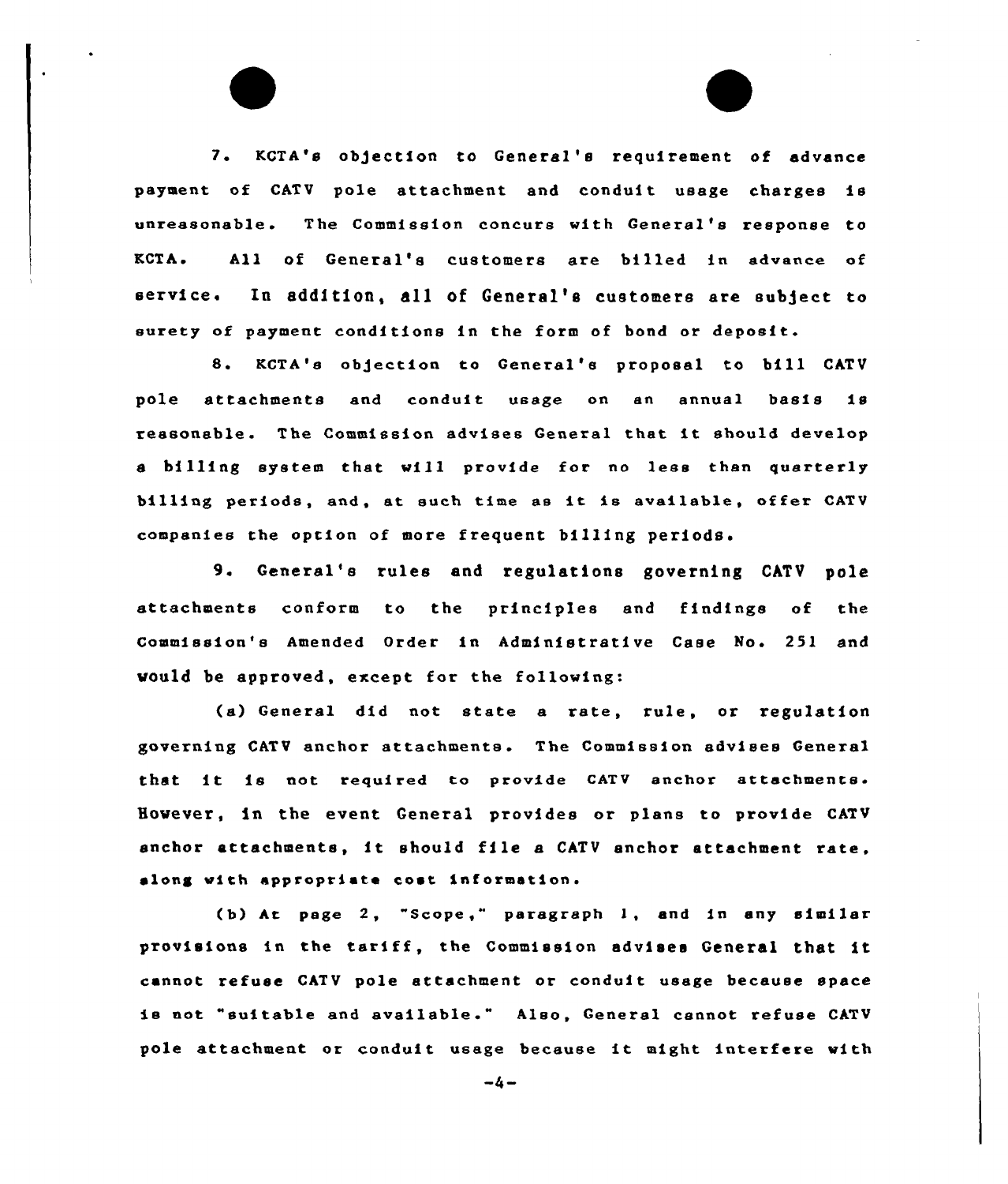7. KCTA's objection to General's requirement of advance payment of CATV pole attachment and conduit usage charges is unreasonable. The Commission concurs with General's response to KCTA. All of General's customers are billed in advance of service. In addition, all of General's customers are subject to surety of payment conditions in the form of bond or deposit.

8. KCTA's objection to General's proposal to bill CATV pole attachments and conduit usage on an annual basis is reasonable. The Commission advises General that it should develop a billing system that will provide for no less than quarterly billing periods, and, at such time as it is available, offer CATV companies the option of more frequent billing periods.

9. General's rules and regulations governing CATV pole attachments conform to the principles and findings of the Commission's Amended Order in Administrative Case No. 251 and would be approved, except for the following:

(a) General did not state a rate, rule, or regulation governing CATV anchor attachments. The Commission advises General that it is not required to provide CATV anchor attachments. However, in the event General provides or plans to provide CATV anchor attachments, it should file a CATV anchor attachment rate, along with appropriate cost information.

(b) At page 2, "Scope," paragraph 1, and in any similar provisions in the tariff, the Commission advises General that it cannot refuse CATV pole attachment or conduit usage because space is not "suitable and available." Also, General cannot refuse CATV pole attachment or conduit usage because it might interfere with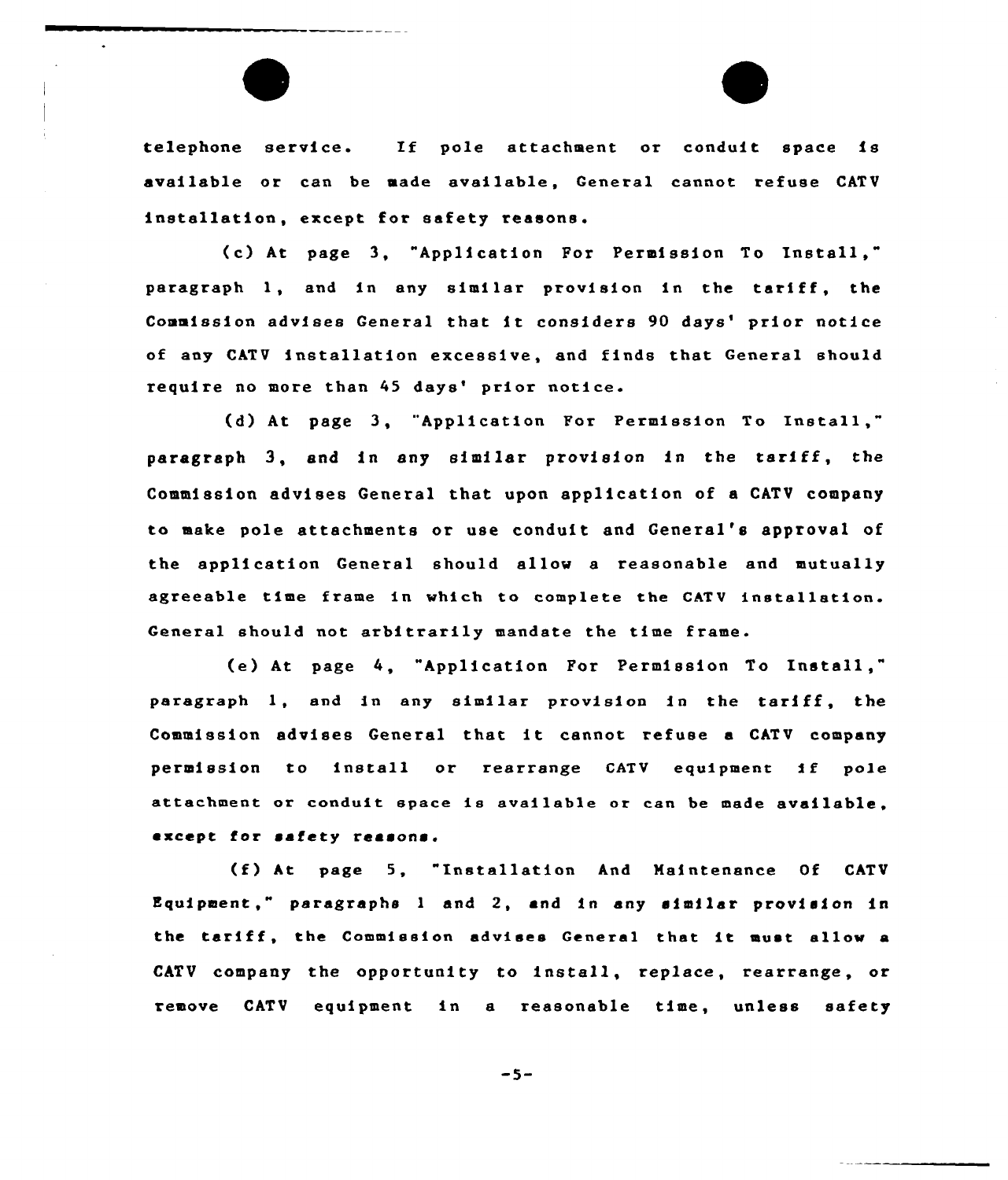telephone service. If pole attachment or conduit space is available or can be made available, General cannot refuse CATV installation, except for safety reasons.

(c) At page 3, "Application For Permission To Install," paragraph 1, and in any similar provision in the tariff, the Commission advises General that it considers 90 days' prior notice of any CATV installation excessive, and finds that General should require no more than 45 days' prior notice.

(d) At page 3, "Application For Permission To Install," paragraph 3, and in any similar provision in the tariff, the Commission advises General that upon application of a CATV company to make pole attachments or use conduit and General's approval of the application General should allow a reasonable and mutually agreeable time frame in which to complete the CATV installation. General should not arbitrarily mandate the time frame.

(e) At page 4, "Application For Permission To Install," paragraph 1, and in any similar provision in the tariff, the Commission advises General that it cannot refuse a CATV company permission to install or rearrange CATV equipment if pole attachment or conduit space is available or can be made available, except for safety reasons.

(f) At page 5, "Installation And Maintenance Of CATV Equipment," paragraphs 1 and 2, and in any similar provision in the tariff, the Commission advises General that it must allow a CATV company the opportunity to install, replace, rearrange, or remove CATV equipment in a reasonable time, unless safety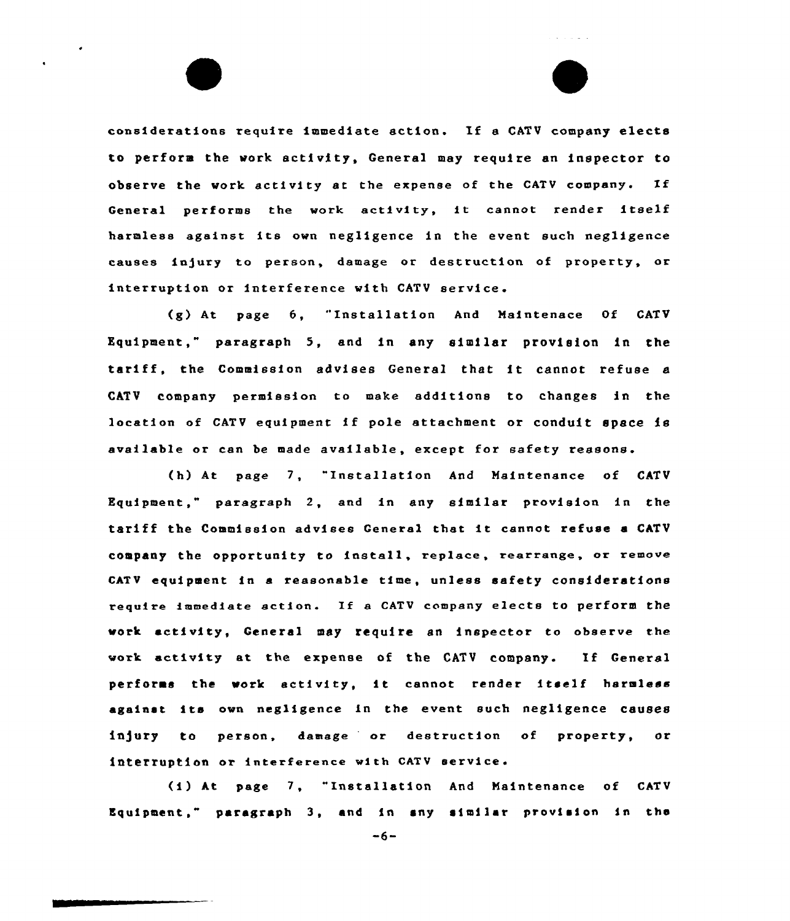considerations require immediate action. If a CATV company elects to perform the work activity, General may require an inspector to observe the work activity at the expense of the CATV company. If General performs the work activity, it cannot render itself harmless against its own negligence in the event such negligence causes injury to person, damage or destruction of property, or interruption or interference with CATV service.

(g) At page 6, "Installation And Maintenace Of CATV Equipment," paragraph 5, and in any similar provision in the tariff, the Commission advises General that it cannot refuse a CATV company permission to make additions to changes in the location of CATV equipment if pole attachment or conduit space is available or can be made available, except for safety reasons.

(h) At page 7, "Installation And Maintenance of CATV Equipment," paragraph 2, and in any similar provision in the tariff the Commission advises General that it cannot refuse a CATV company the opportunity to install, replace, rearrange, or remove CATV equipment in a reasonable time, unless safety considerations require immediate action. If a CATV company elects to perform the work activity, General may require an inspector to observe the work activity at the expense of the CATV company. If General performs the work activity, it cannot render itself harmless against its own negligence in the event such negligence causes injury to person, damage or destruction of property, or interruption or interference with CATV service.

(i) At page 7, "Installation And Maintenance of CATV Equipment," paragraph 3, and in any similar provision in the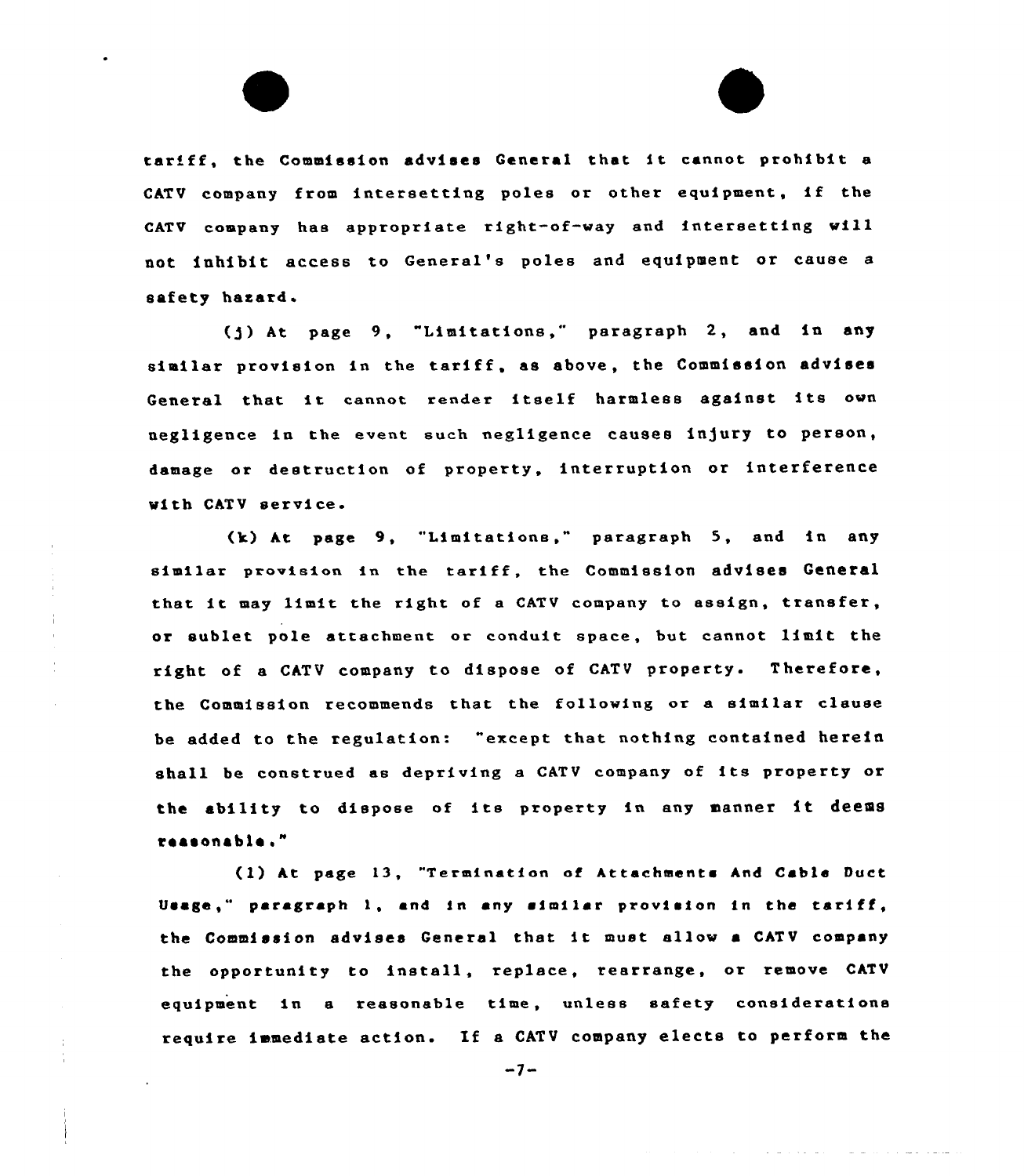tariff, the Commission advises General that it cannot prohibit a CATV company from intersetting poles or other equipment, if the CATV company has appropriate right-of-way and intersetting will not inhibit access to General's poles and equipment or cause a safety hazard.

(j) At page 9, "Limitations," paragraph 2, and in any similar provision in the tariff, as above, the Commission advises General that it cannot render itself harmless against its own negligence in the event such negligence causes injury to person, damage or destruction of property, interruption or interference with CATV service.

(k) At page 9, "Limitations," paragraph 5, and in any similar provision in the tariff, the Commission advises General that it may limit the right of a CATV company to assign, transfer, or sublet pole attachment or conduit space, but cannot limit the right of a CATV company to dispose of CATV property. Therefore, the Commission recommends that the following or a similar clause be added to the regulation: "except that nothing contained herein shall be construed as depriving a CATV company of its property or the ability to dispose of its property in any manner it deems reasonable."

(l) At page 13, "Termination of Attachments And Cable Duct Usage," paragraph 1, and in any similar provision in the tariff, the Commission advises General that it must allow a CATV company the opportunity to install, replace, rearrange, or remove CATV equipment in a reasonable time, unless safety considerations require immediate action. If a CATV company elects to perform the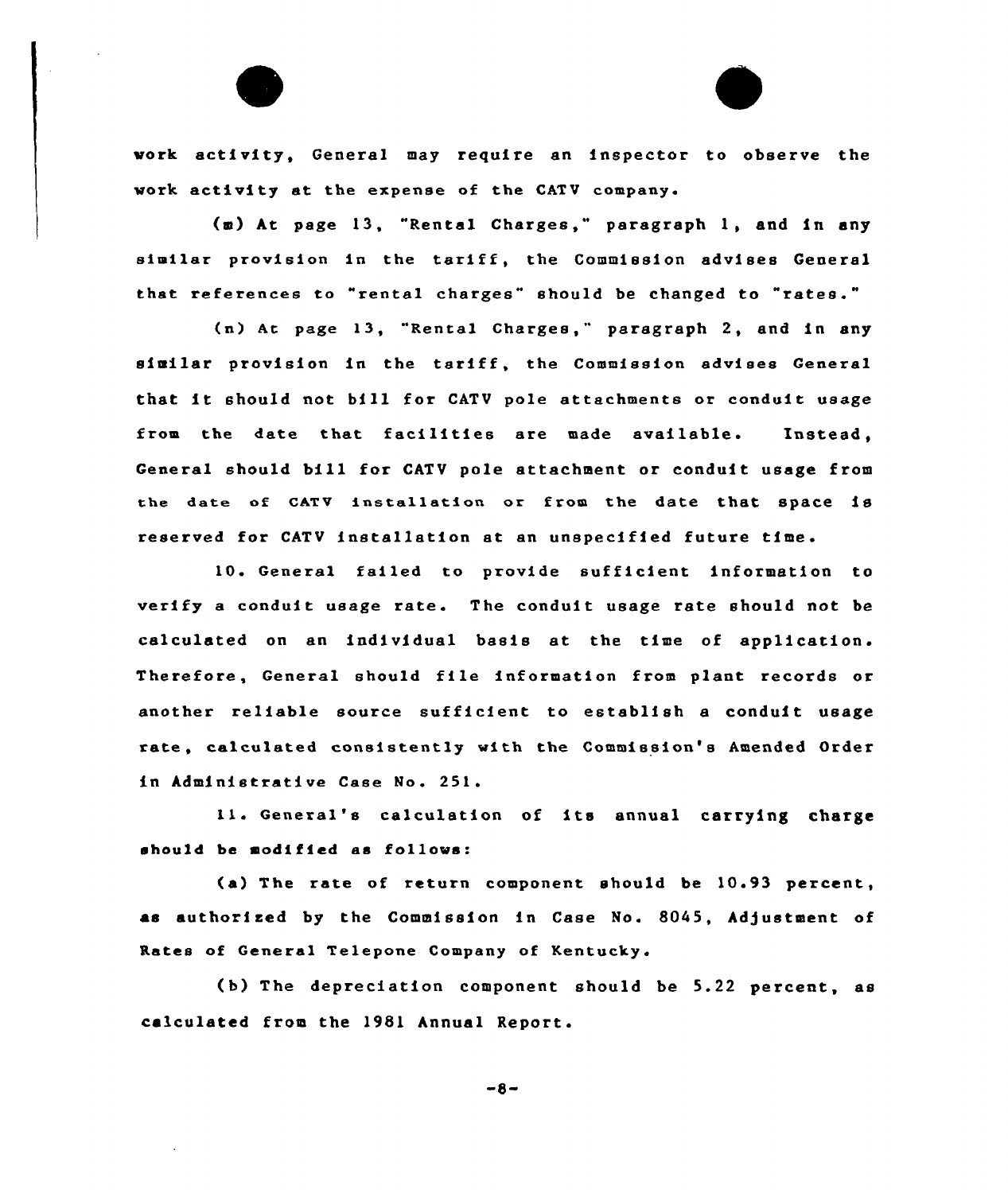work activity, General may require an inspector to observe the work activity at the expense of the CATV company.

(m) At page 13, "Rental Charges," paragraph 1, and in any similar provision in the tariff, the Commission advises General that references to "rental charges" should be changed to "rates."

(n) At page 13, "Rental Charges," paragraph 2, and in any similar provision in the tariff, the Commission advises General that it should not bill for CATV pole attachments or conduit usage from the date that facilities are made available. Instead, General should bill for CATV pole attachment or conduit usage from the date of CATV installation or from the date that space is reserved for CATV installation at an unspecified future time.

10. General failed to provide sufficient information to verify a conduit usage rate. The conduit usage rate should not be calculated on an individual basis at the time of application. Therefore, General should file information from plant records or another reliable source sufficient to establish a conduit usage rate, calculated consistently with the Commission's Amended Order in Administrative Case No. 251.

11. General's calculation of its annual carrying charge should be modified as follows:

(a) The rate of return component should be 10.93 percent, as authorized by the Commission in Case No. 8045, Adjustment of Rates of General Telepone Company of Kentucky.

(b) The depreciation component should be 5.22 percent, as calculated from the 1981 Annual Report.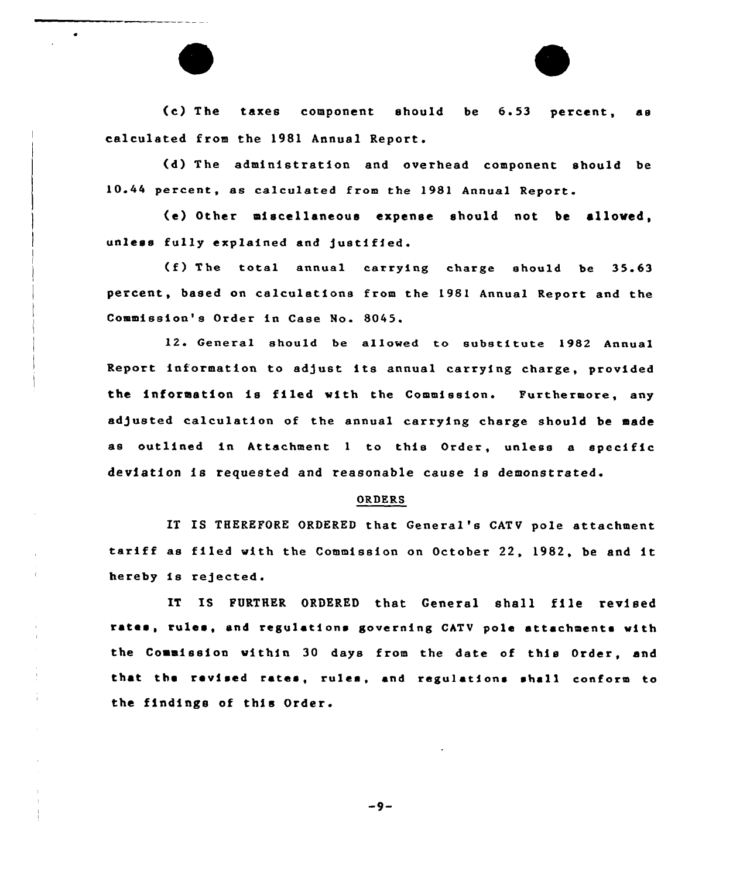(c) The taxes component should be 6.53 percent, as calculated from the 1981 Annual Report.

(d) The administration and overhead component should be 10.44 percent, as calculated from the 1981 Annual Report.

(e) Other miscellaneous expense should not be allowed, unless fully explained and justified.

(f) The total annual carrying charge should be 35.63 percent, based on calculations from the 1981 Annual Report and the Commission's Order in Case No. 8045.

12. General should be allowed to substitute 1982 Annual Report information to adjust its annual carrying charge, provided the information is filed with the Commission. Furthermore, any adjusted calculation of the annual carrying charge should be made as outlined in Attachment 1 to this Order, unless a specific deviation is requested and reasonable cause is demonstrated.

## ORDERS

IT IS THEREFORE ORDERED that General's CATV pole attachment tariff as filed with the Commission on October 22, 1982, be and it hereby is rejected.

IT IS FURTHER ORDERED that General shall file revised rates, rules, and regulations governing CATV pole attachments with the Commission within 30 days from the date of this Order, and that the revised rates, rules, and regulations shall conform to the findings of this Order.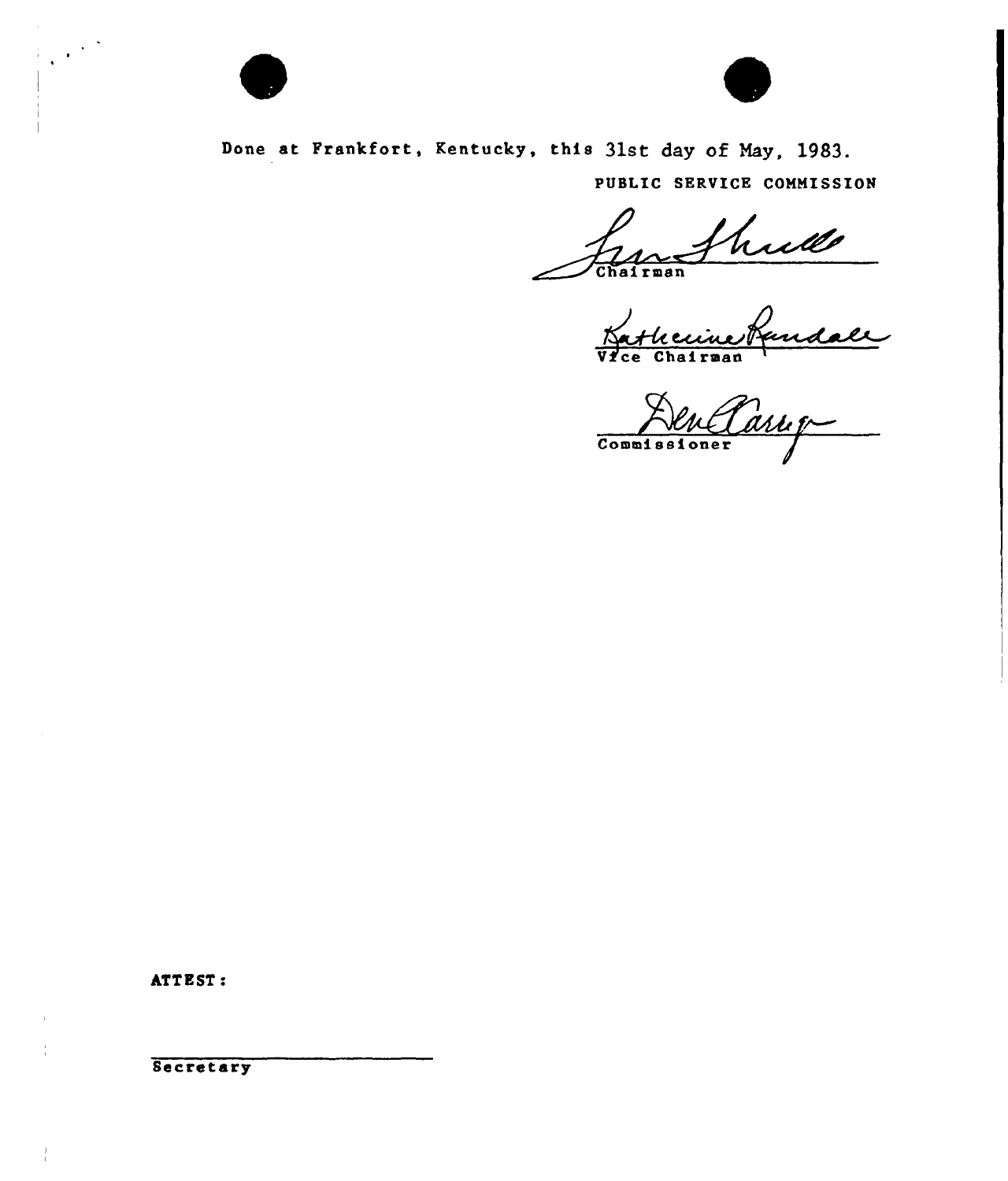Done at Frankfort, Kentucky, this 31st day of May, 1983.

PUBLIC SERVICE COMMISSION

Chairman

Vice Chairman

Commissioner

ATTEST:

Secretary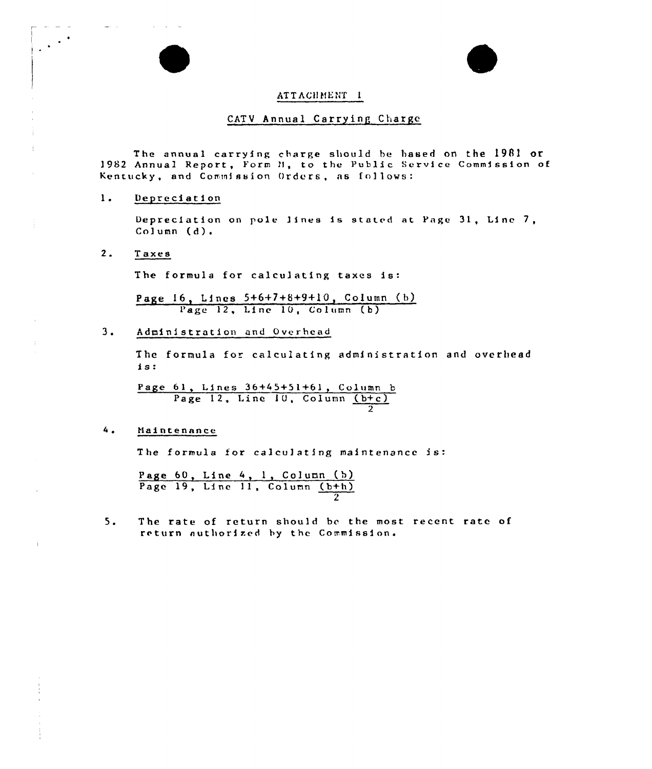# ATTACHMENT 1

## CATV Annual Carrying Charge

The annual carrying charge should be based on the 1981 or 1982 Annual Report, Form M, to the Public Service Commission of Kentucky, and Commission Orders, as follows:

1. Depreciation

   Depreciation on pole lines is stated at Page 31, Line 7, Column (d).

2. Taxes

   The formula for calculating taxes is:

   $$\frac{\text{Page 16, Lines } 5+6+7+8+9+10\text{, Column (b)}}{\text{Page 12, Line 10, Column (b)}}$$

3. Administration and Overhead

   The formula for calculating administration and overhead is:

   $$\frac{\text{Page 61, Lines } 36+45+51+61\text{, Column b}}{\text{Page 12, Line 10, Column } \frac{(b+c)}{2}}$$

4. Maintenance

   The formula for calculating maintenance is:

   $$\frac{\text{Page 60, Line 4, 1, Column (b)}}{\text{Page 19, Line 11, Column } \frac{(b+h)}{2}}$$

5. The rate of return should be the most recent rate of return authorized by the Commission.